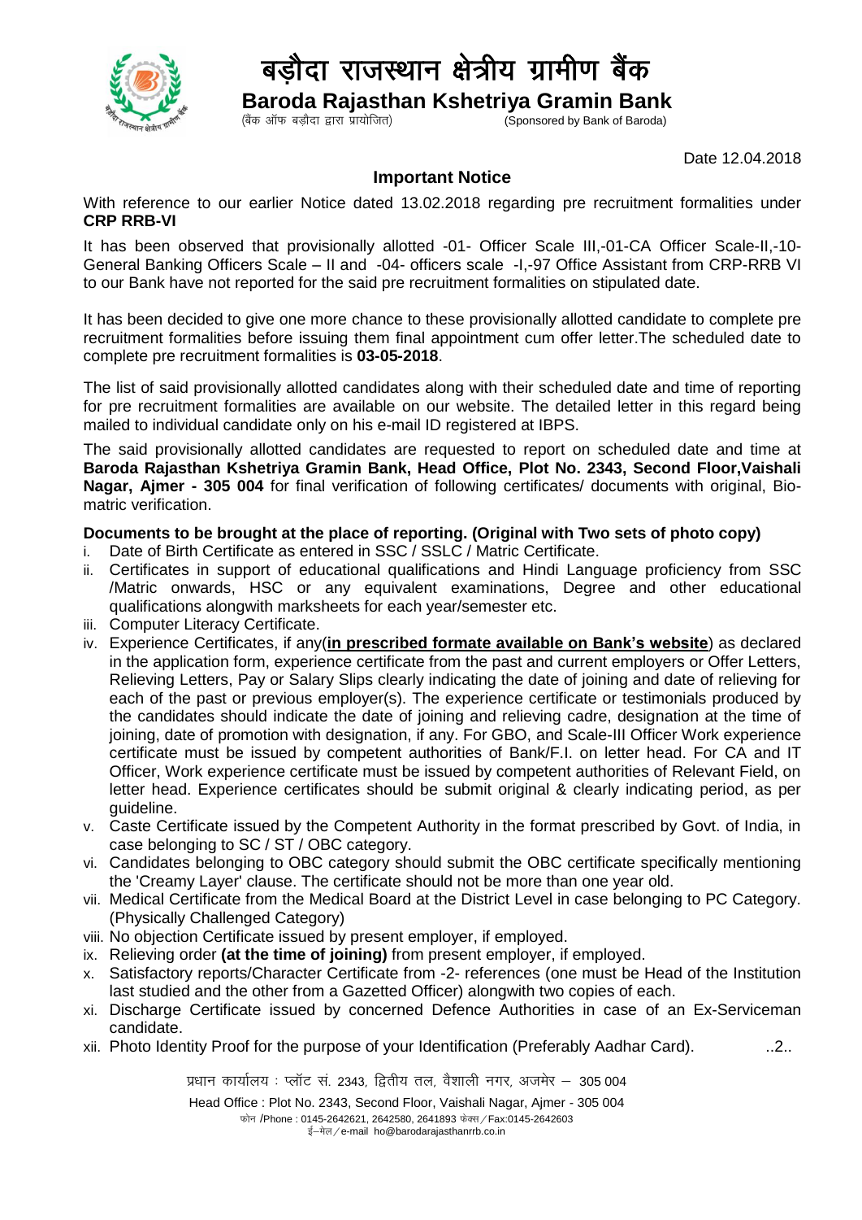# बड़ौदा राजस्थान क्षेत्रीय ग्रामीण बैंक

## Baroda Rajasthan Kshetriya Gramin Bank

(बैंक ऑफ बड़ौदा द्वारा प्रायोजित) (Sponsored by Bank of Baroda)

Date 12.04.2018

### Important Notice

With reference to our earlier Notice dated 13.02.2018 regarding pre recruitment formalities under **CRP RRB-VI**

It has been observed that provisionally allotted -01- Officer Scale III,-01-CA Officer Scale-II,-10-General Banking Officers Scale – II and -04- officers scale -I,-97 Office Assistant from CRP-RRB VI to our Bank have not reported for the said pre recruitment formalities on stipulated date.

It has been decided to give one more chance to these provisionally allotted candidate to complete pre recruitment formalities before issuing them final appointment cum offer letter.The scheduled date to complete pre recruitment formalities is **03-05-2018**.

The list of said provisionally allotted candidates along with their scheduled date and time of reporting for pre recruitment formalities are available on our website. The detailed letter in this regard being mailed to individual candidate only on his e-mail ID registered at IBPS.

The said provisionally allotted candidates are requested to report on scheduled date and time at **Baroda Rajasthan Kshetriya Gramin Bank, Head Office, Plot No. 2343, Second Floor,Vaishali Nagar, Ajmer - 305 004** for final verification of following certificates/ documents with original, Bio-matric verification.

**Documents to be brought at the place of reporting. (Original with Two sets of photo copy)**

i. Date of Birth Certificate as entered in SSC / SSLC / Matric Certificate.
ii. Certificates in support of educational qualifications and Hindi Language proficiency from SSC /Matric onwards, HSC or any equivalent examinations, Degree and other educational qualifications alongwith marksheets for each year/semester etc.
iii. Computer Literacy Certificate.
iv. Experience Certificates, if any(**in prescribed formate available on Bank's website**) as declared in the application form, experience certificate from the past and current employers or Offer Letters, Relieving Letters, Pay or Salary Slips clearly indicating the date of joining and date of relieving for each of the past or previous employer(s). The experience certificate or testimonials produced by the candidates should indicate the date of joining and relieving cadre, designation at the time of joining, date of promotion with designation, if any. For GBO, and Scale-III Officer Work experience certificate must be issued by competent authorities of Bank/F.I. on letter head. For CA and IT Officer, Work experience certificate must be issued by competent authorities of Relevant Field, on letter head. Experience certificates should be submit original & clearly indicating period, as per guideline.
v. Caste Certificate issued by the Competent Authority in the format prescribed by Govt. of India, in case belonging to SC / ST / OBC category.
vi. Candidates belonging to OBC category should submit the OBC certificate specifically mentioning the 'Creamy Layer' clause. The certificate should not be more than one year old.
vii. Medical Certificate from the Medical Board at the District Level in case belonging to PC Category. (Physically Challenged Category)
viii. No objection Certificate issued by present employer, if employed.
ix. Relieving order **(at the time of joining)** from present employer, if employed.
x. Satisfactory reports/Character Certificate from -2- references (one must be Head of the Institution last studied and the other from a Gazetted Officer) alongwith two copies of each.
xi. Discharge Certificate issued by concerned Defence Authorities in case of an Ex-Serviceman candidate.
xii. Photo Identity Proof for the purpose of your Identification (Preferably Aadhar Card).

..2..

प्रधान कार्यालय : प्लॉट सं. 2343, द्वितीय तल, वैशाली नगर, अजमेर – 305 004

Head Office : Plot No. 2343, Second Floor, Vaishali Nagar, Ajmer - 305 004

फोन /Phone : 0145-2642621, 2642580, 2641893 फेक्स / Fax:0145-2642603

ई–मेल / e-mail ho@barodarajasthanrrb.co.in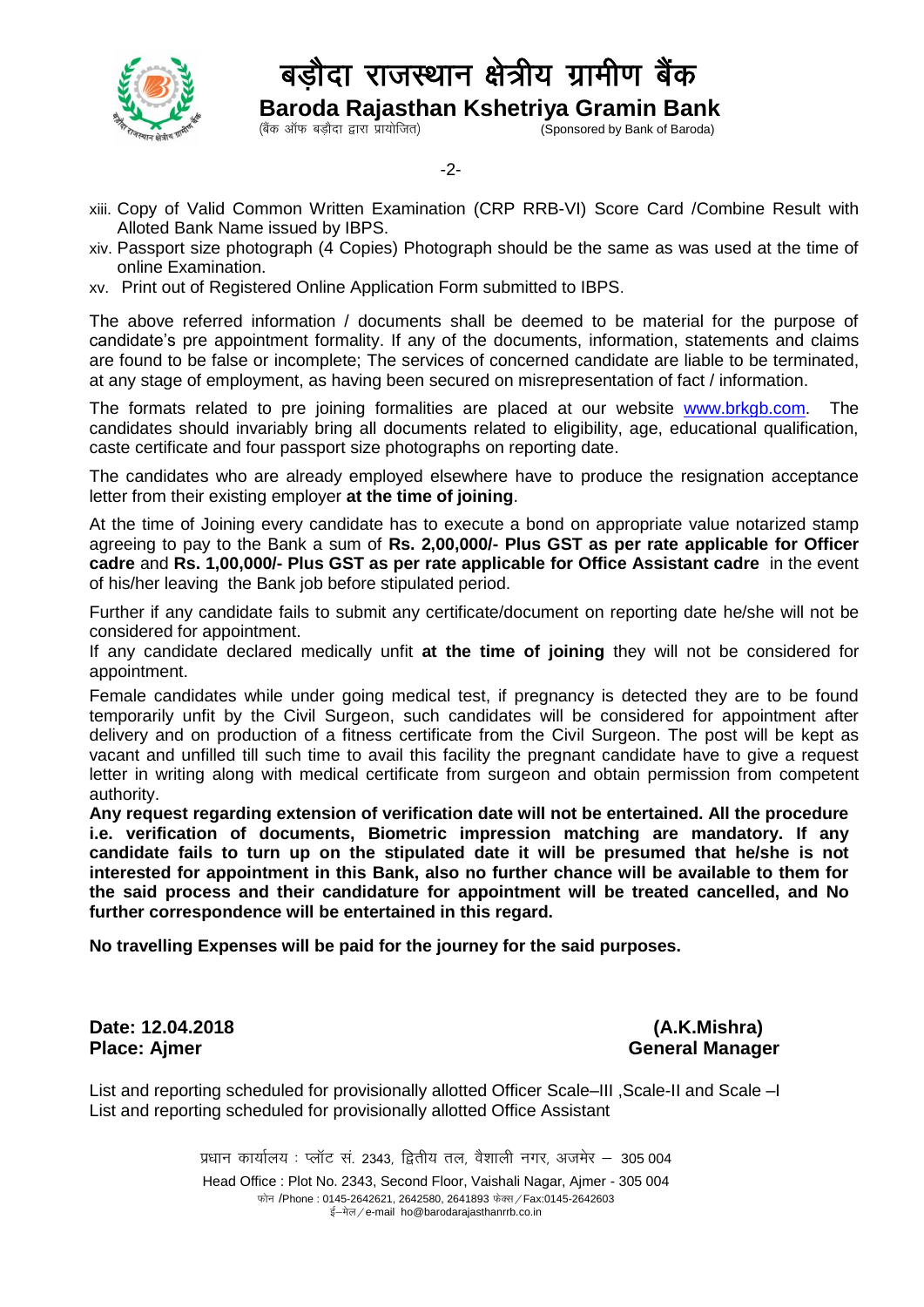xiii. Copy of Valid Common Written Examination (CRP RRB-VI) Score Card /Combine Result with Alloted Bank Name issued by IBPS.

xiv. Passport size photograph (4 Copies) Photograph should be the same as was used at the time of online Examination.

xv. Print out of Registered Online Application Form submitted to IBPS.

The above referred information / documents shall be deemed to be material for the purpose of candidate's pre appointment formality. If any of the documents, information, statements and claims are found to be false or incomplete; The services of concerned candidate are liable to be terminated, at any stage of employment, as having been secured on misrepresentation of fact / information.

The formats related to pre joining formalities are placed at our website www.brkgb.com. The candidates should invariably bring all documents related to eligibility, age, educational qualification, caste certificate and four passport size photographs on reporting date.

The candidates who are already employed elsewhere have to produce the resignation acceptance letter from their existing employer **at the time of joining**.

At the time of Joining every candidate has to execute a bond on appropriate value notarized stamp agreeing to pay to the Bank a sum of **Rs. 2,00,000/- Plus GST as per rate applicable for Officer cadre** and **Rs. 1,00,000/- Plus GST as per rate applicable for Office Assistant cadre** in the event of his/her leaving the Bank job before stipulated period.

Further if any candidate fails to submit any certificate/document on reporting date he/she will not be considered for appointment.

If any candidate declared medically unfit **at the time of joining** they will not be considered for appointment.

Female candidates while under going medical test, if pregnancy is detected they are to be found temporarily unfit by the Civil Surgeon, such candidates will be considered for appointment after delivery and on production of a fitness certificate from the Civil Surgeon. The post will be kept as vacant and unfilled till such time to avail this facility the pregnant candidate have to give a request letter in writing along with medical certificate from surgeon and obtain permission from competent authority.

**Any request regarding extension of verification date will not be entertained. All the procedure i.e. verification of documents, Biometric impression matching are mandatory. If any candidate fails to turn up on the stipulated date it will be presumed that he/she is not interested for appointment in this Bank, also no further chance will be available to them for the said process and their candidature for appointment will be treated cancelled, and No further correspondence will be entertained in this regard.**

**No travelling Expenses will be paid for the journey for the said purposes.**

**Date: 12.04.2018**
**Place: Ajmer**

**(A.K.Mishra)**
**General Manager**

List and reporting scheduled for provisionally allotted Officer Scale–III ,Scale-II and Scale –I
List and reporting scheduled for provisionally allotted Office Assistant

प्रधान कार्यालय : प्लॉट सं. 2343, द्वितीय तल, वैशाली नगर, अजमेर – 305 004
Head Office : Plot No. 2343, Second Floor, Vaishali Nagar, Ajmer - 305 004
फोन /Phone : 0145-2642621, 2642580, 2641893 फेक्स / Fax:0145-2642603
ई–मेल / e-mail ho@barodarajasthanrrb.co.in